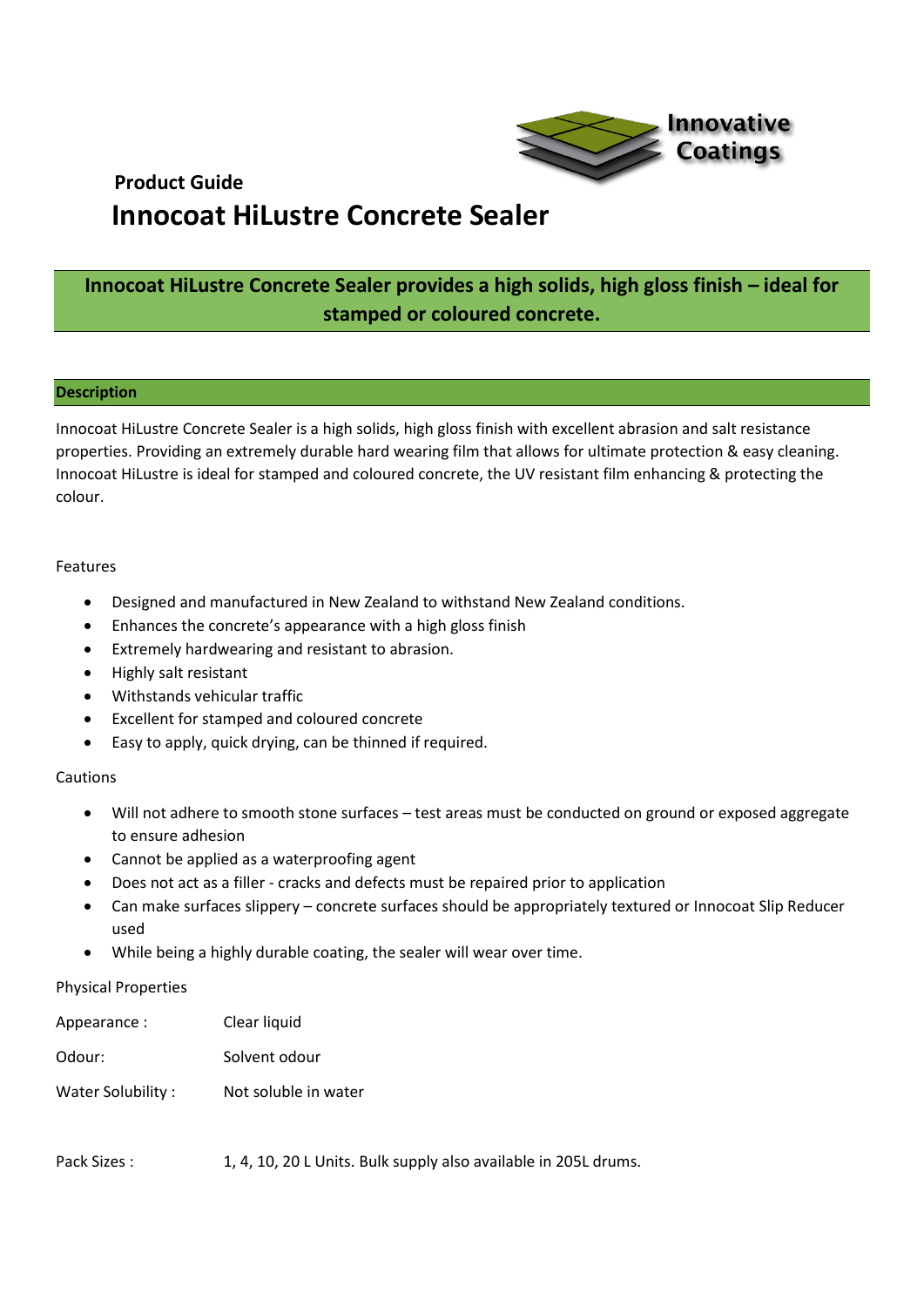Innovative Coatings

**Product Guide**

# Innocoat HiLustre Concrete Sealer

**Innocoat HiLustre Concrete Sealer provides a high solids, high gloss finish – ideal for stamped or coloured concrete.**

## Description

Innocoat HiLustre Concrete Sealer is a high solids, high gloss finish with excellent abrasion and salt resistance properties. Providing an extremely durable hard wearing film that allows for ultimate protection & easy cleaning. Innocoat HiLustre is ideal for stamped and coloured concrete, the UV resistant film enhancing & protecting the colour.

Features

- Designed and manufactured in New Zealand to withstand New Zealand conditions.
- Enhances the concrete's appearance with a high gloss finish
- Extremely hardwearing and resistant to abrasion.
- Highly salt resistant
- Withstands vehicular traffic
- Excellent for stamped and coloured concrete
- Easy to apply, quick drying, can be thinned if required.

Cautions

- Will not adhere to smooth stone surfaces – test areas must be conducted on ground or exposed aggregate to ensure adhesion
- Cannot be applied as a waterproofing agent
- Does not act as a filler - cracks and defects must be repaired prior to application
- Can make surfaces slippery – concrete surfaces should be appropriately textured or Innocoat Slip Reducer used
- While being a highly durable coating, the sealer will wear over time.

Physical Properties

Appearance : Clear liquid

Odour: Solvent odour

Water Solubility : Not soluble in water

Pack Sizes : 1, 4, 10, 20 L Units. Bulk supply also available in 205L drums.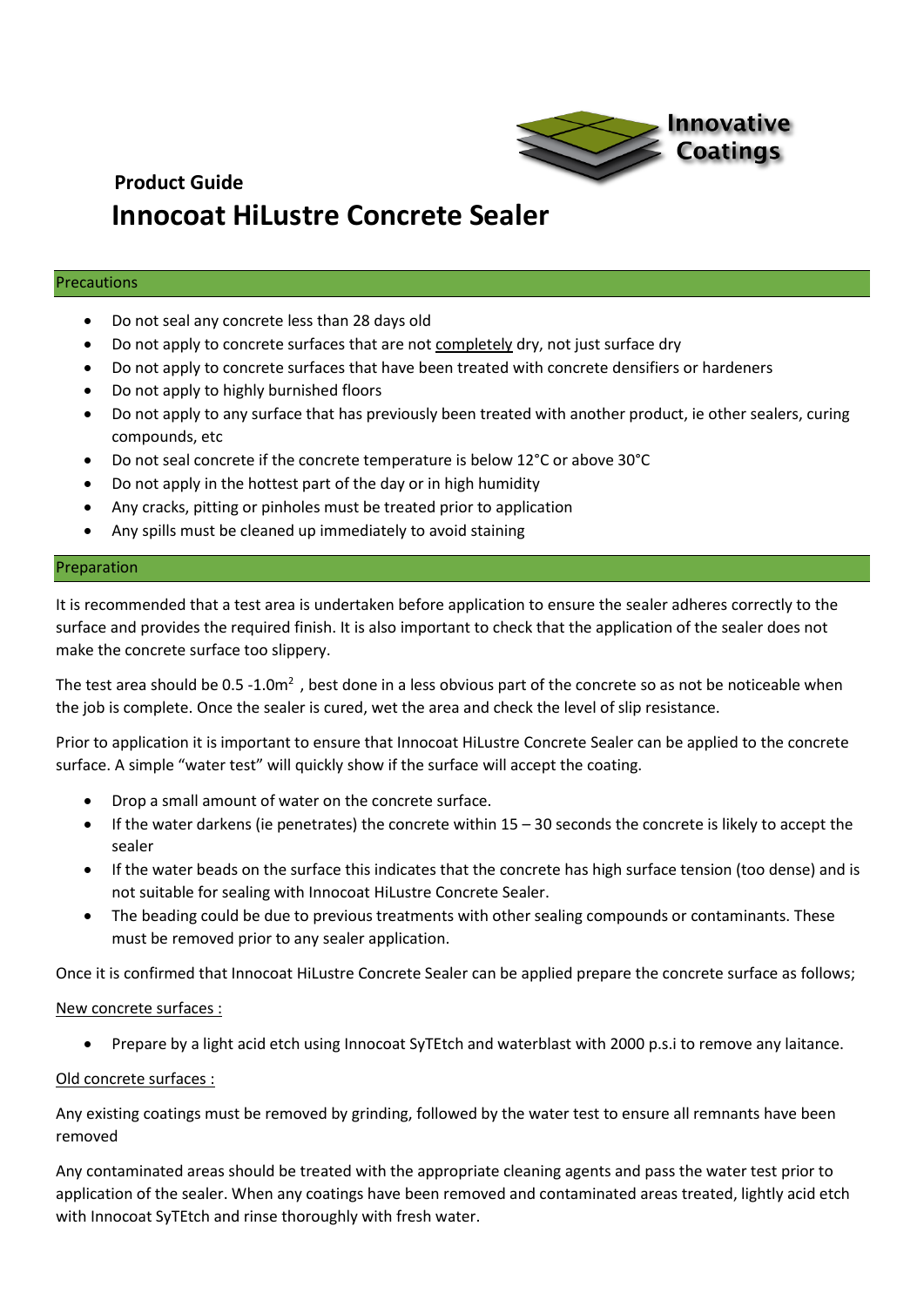**Product Guide**

# Innocoat HiLustre Concrete Sealer

## Precautions

- Do not seal any concrete less than 28 days old
- Do not apply to concrete surfaces that are not completely dry, not just surface dry
- Do not apply to concrete surfaces that have been treated with concrete densifiers or hardeners
- Do not apply to highly burnished floors
- Do not apply to any surface that has previously been treated with another product, ie other sealers, curing compounds, etc
- Do not seal concrete if the concrete temperature is below 12°C or above 30°C
- Do not apply in the hottest part of the day or in high humidity
- Any cracks, pitting or pinholes must be treated prior to application
- Any spills must be cleaned up immediately to avoid staining

## Preparation

It is recommended that a test area is undertaken before application to ensure the sealer adheres correctly to the surface and provides the required finish. It is also important to check that the application of the sealer does not make the concrete surface too slippery.

The test area should be 0.5 -1.0m$^2$ , best done in a less obvious part of the concrete so as not be noticeable when the job is complete. Once the sealer is cured, wet the area and check the level of slip resistance.

Prior to application it is important to ensure that Innocoat HiLustre Concrete Sealer can be applied to the concrete surface. A simple "water test" will quickly show if the surface will accept the coating.

- Drop a small amount of water on the concrete surface.
- If the water darkens (ie penetrates) the concrete within 15 – 30 seconds the concrete is likely to accept the sealer
- If the water beads on the surface this indicates that the concrete has high surface tension (too dense) and is not suitable for sealing with Innocoat HiLustre Concrete Sealer.
- The beading could be due to previous treatments with other sealing compounds or contaminants. These must be removed prior to any sealer application.

Once it is confirmed that Innocoat HiLustre Concrete Sealer can be applied prepare the concrete surface as follows;

New concrete surfaces :

- Prepare by a light acid etch using Innocoat SyTEtch and waterblast with 2000 p.s.i to remove any laitance.

Old concrete surfaces :

Any existing coatings must be removed by grinding, followed by the water test to ensure all remnants have been removed

Any contaminated areas should be treated with the appropriate cleaning agents and pass the water test prior to application of the sealer. When any coatings have been removed and contaminated areas treated, lightly acid etch with Innocoat SyTEtch and rinse thoroughly with fresh water.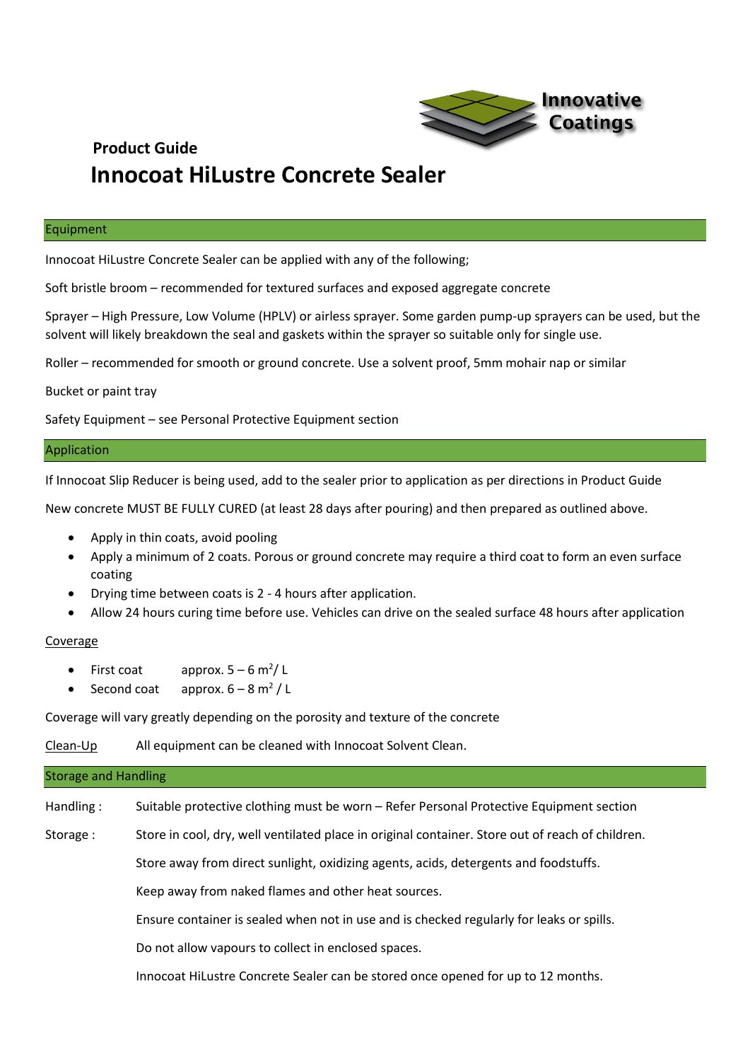**Product Guide**

# Innocoat HiLustre Concrete Sealer

## Equipment

Innocoat HiLustre Concrete Sealer can be applied with any of the following;

Soft bristle broom – recommended for textured surfaces and exposed aggregate concrete

Sprayer – High Pressure, Low Volume (HPLV) or airless sprayer. Some garden pump-up sprayers can be used, but the solvent will likely breakdown the seal and gaskets within the sprayer so suitable only for single use.

Roller – recommended for smooth or ground concrete. Use a solvent proof, 5mm mohair nap or similar

Bucket or paint tray

Safety Equipment – see Personal Protective Equipment section

## Application

If Innocoat Slip Reducer is being used, add to the sealer prior to application as per directions in Product Guide

New concrete MUST BE FULLY CURED (at least 28 days after pouring) and then prepared as outlined above.

- Apply in thin coats, avoid pooling
- Apply a minimum of 2 coats. Porous or ground concrete may require a third coat to form an even surface coating
- Drying time between coats is 2 - 4 hours after application.
- Allow 24 hours curing time before use. Vehicles can drive on the sealed surface 48 hours after application

<u>Coverage</u>

- First coat approx. 5 – 6 $m^2$/ L
- Second coat approx. 6 – 8 $m^2$ / L

Coverage will vary greatly depending on the porosity and texture of the concrete

<u>Clean-Up</u> All equipment can be cleaned with Innocoat Solvent Clean.

## Storage and Handling

Handling : Suitable protective clothing must be worn – Refer Personal Protective Equipment section

Storage : Store in cool, dry, well ventilated place in original container. Store out of reach of children.

Store away from direct sunlight, oxidizing agents, acids, detergents and foodstuffs.

Keep away from naked flames and other heat sources.

Ensure container is sealed when not in use and is checked regularly for leaks or spills.

Do not allow vapours to collect in enclosed spaces.

Innocoat HiLustre Concrete Sealer can be stored once opened for up to 12 months.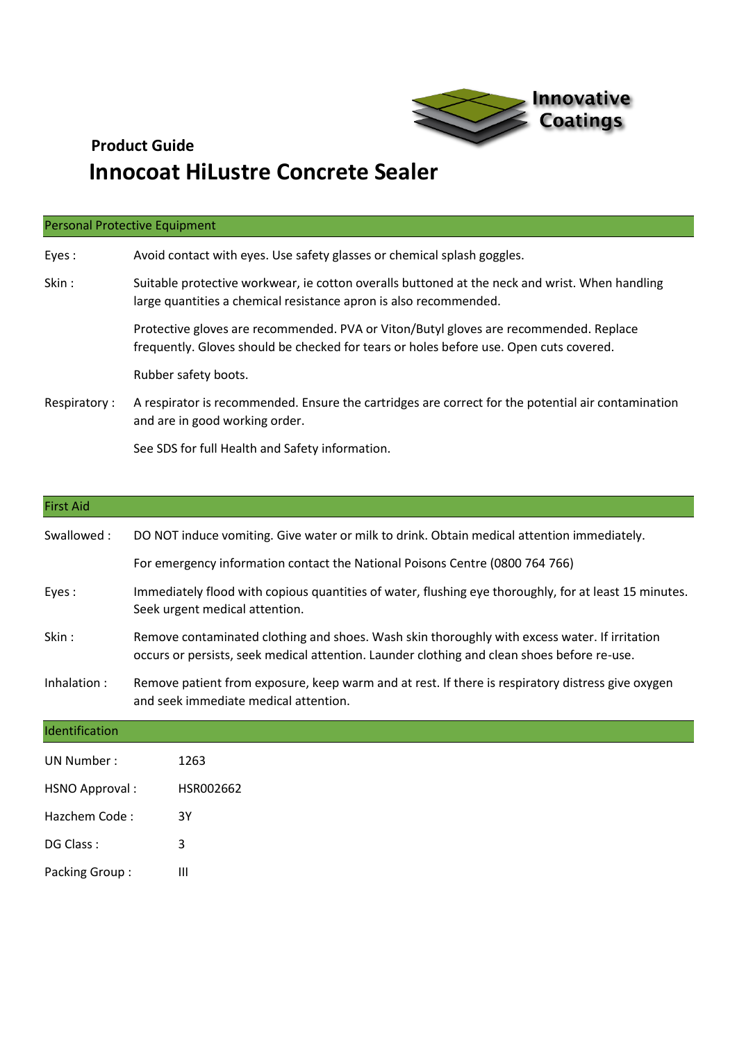Innovative Coatings

**Product Guide**

# Innocoat HiLustre Concrete Sealer

## Personal Protective Equipment

Eyes : Avoid contact with eyes. Use safety glasses or chemical splash goggles.

Skin : Suitable protective workwear, ie cotton overalls buttoned at the neck and wrist. When handling large quantities a chemical resistance apron is also recommended.

Protective gloves are recommended. PVA or Viton/Butyl gloves are recommended. Replace frequently. Gloves should be checked for tears or holes before use. Open cuts covered.

Rubber safety boots.

Respiratory : A respirator is recommended. Ensure the cartridges are correct for the potential air contamination and are in good working order.

See SDS for full Health and Safety information.

## First Aid

Swallowed : DO NOT induce vomiting. Give water or milk to drink. Obtain medical attention immediately.

For emergency information contact the National Poisons Centre (0800 764 766)

Eyes : Immediately flood with copious quantities of water, flushing eye thoroughly, for at least 15 minutes. Seek urgent medical attention.

Skin : Remove contaminated clothing and shoes. Wash skin thoroughly with excess water. If irritation occurs or persists, seek medical attention. Launder clothing and clean shoes before re-use.

Inhalation : Remove patient from exposure, keep warm and at rest. If there is respiratory distress give oxygen and seek immediate medical attention.

## Identification

| | |
|---|---|
| UN Number : | 1263 |
| HSNO Approval : | HSR002662 |
| Hazchem Code : | 3Y |
| DG Class : | 3 |
| Packing Group : | III |